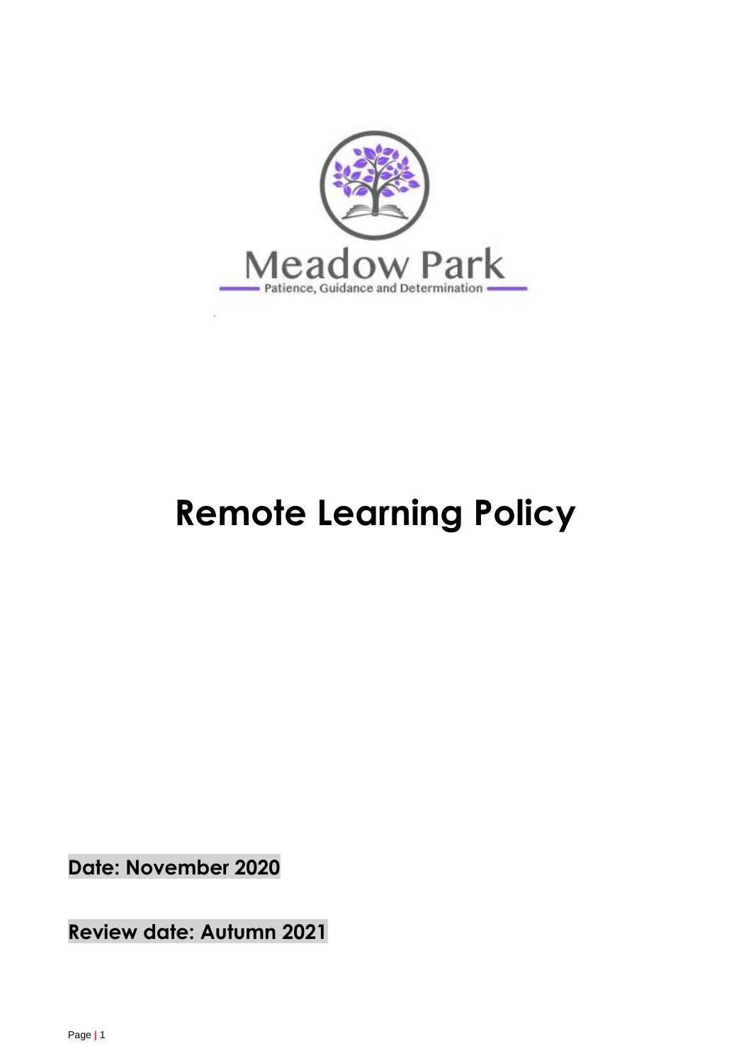Meadow Park

Patience, Guidance and Determination

# Remote Learning Policy

**Date: November 2020**

**Review date: Autumn 2021**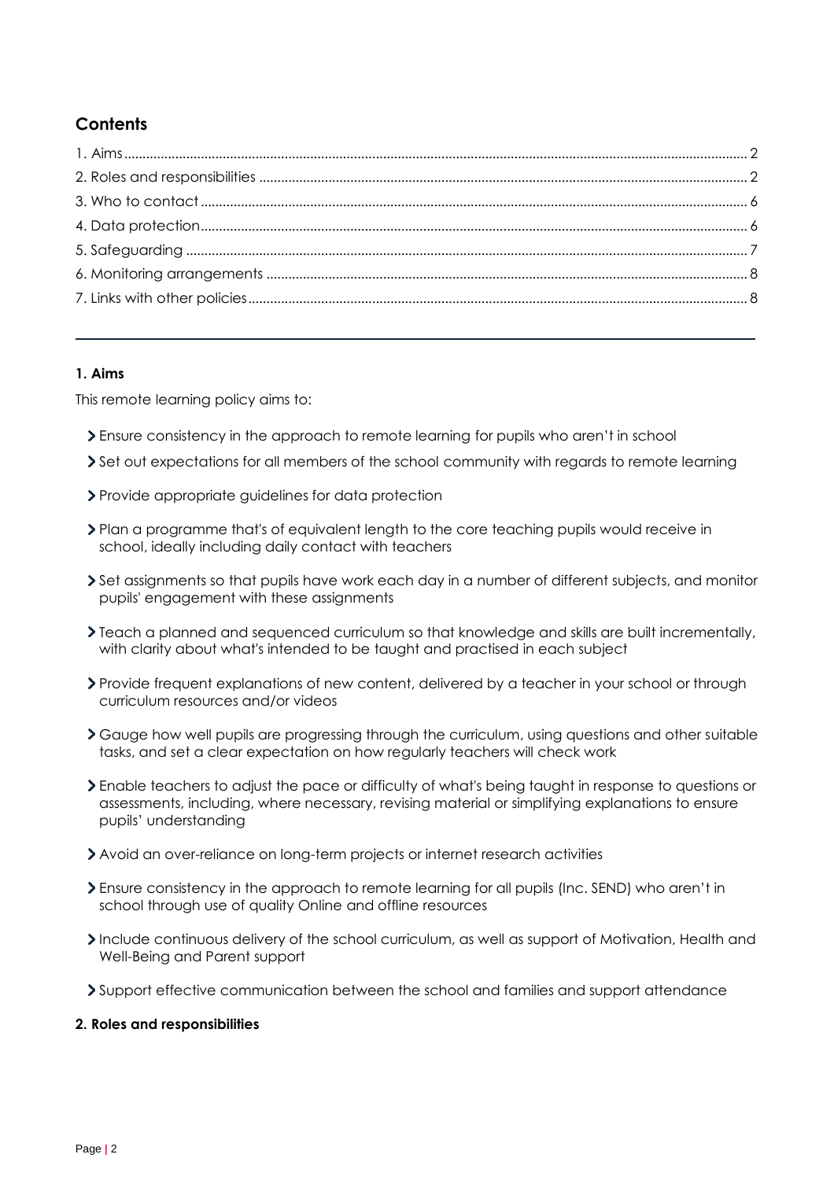## Contents

1. Aims ........ 2
2. Roles and responsibilities ........ 2
3. Who to contact ........ 6
4. Data protection ........ 6
5. Safeguarding ........ 7
6. Monitoring arrangements ........ 8
7. Links with other policies ........ 8

---

### 1. Aims

This remote learning policy aims to:

- Ensure consistency in the approach to remote learning for pupils who aren't in school
- Set out expectations for all members of the school community with regards to remote learning
- Provide appropriate guidelines for data protection
- Plan a programme that's of equivalent length to the core teaching pupils would receive in school, ideally including daily contact with teachers
- Set assignments so that pupils have work each day in a number of different subjects, and monitor pupils' engagement with these assignments
- Teach a planned and sequenced curriculum so that knowledge and skills are built incrementally, with clarity about what's intended to be taught and practised in each subject
- Provide frequent explanations of new content, delivered by a teacher in your school or through curriculum resources and/or videos
- Gauge how well pupils are progressing through the curriculum, using questions and other suitable tasks, and set a clear expectation on how regularly teachers will check work
- Enable teachers to adjust the pace or difficulty of what's being taught in response to questions or assessments, including, where necessary, revising material or simplifying explanations to ensure pupils' understanding
- Avoid an over-reliance on long-term projects or internet research activities
- Ensure consistency in the approach to remote learning for all pupils (Inc. SEND) who aren't in school through use of quality Online and offline resources
- Include continuous delivery of the school curriculum, as well as support of Motivation, Health and Well-Being and Parent support
- Support effective communication between the school and families and support attendance

### 2. Roles and responsibilities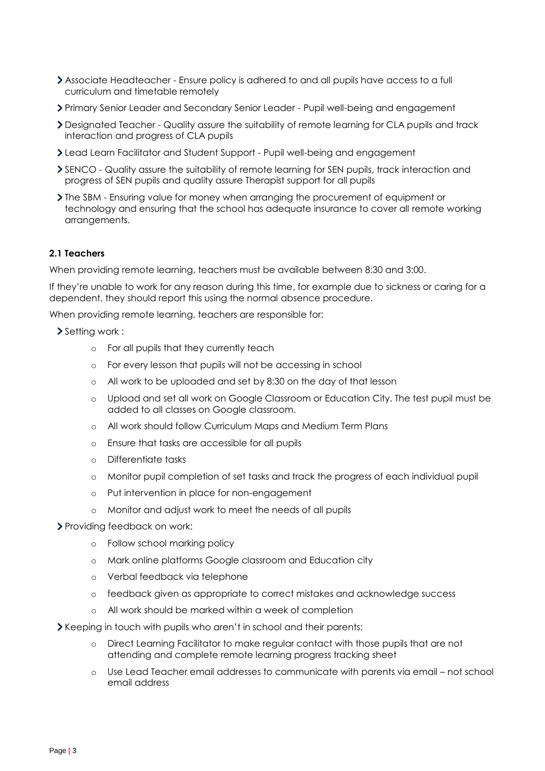- Associate Headteacher - Ensure policy is adhered to and all pupils have access to a full curriculum and timetable remotely
- Primary Senior Leader and Secondary Senior Leader - Pupil well-being and engagement
- Designated Teacher - Quality assure the suitability of remote learning for CLA pupils and track interaction and progress of CLA pupils
- Lead Learn Facilitator and Student Support - Pupil well-being and engagement
- SENCO - Quality assure the suitability of remote learning for SEN pupils, track interaction and progress of SEN pupils and quality assure Therapist support for all pupils
- The SBM - Ensuring value for money when arranging the procurement of equipment or technology and ensuring that the school has adequate insurance to cover all remote working arrangements.

### 2.1 Teachers

When providing remote learning, teachers must be available between 8:30 and 3:00.

If they're unable to work for any reason during this time, for example due to sickness or caring for a dependent, they should report this using the normal absence procedure.

When providing remote learning, teachers are responsible for:

- Setting work :
  - For all pupils that they currently teach
  - For every lesson that pupils will not be accessing in school
  - All work to be uploaded and set by 8:30 on the day of that lesson
  - Upload and set all work on Google Classroom or Education City. The test pupil must be added to all classes on Google classroom.
  - All work should follow Curriculum Maps and Medium Term Plans
  - Ensure that tasks are accessible for all pupils
  - Differentiate tasks
  - Monitor pupil completion of set tasks and track the progress of each individual pupil
  - Put intervention in place for non-engagement
  - Monitor and adjust work to meet the needs of all pupils
- Providing feedback on work:
  - Follow school marking policy
  - Mark online platforms Google classroom and Education city
  - Verbal feedback via telephone
  - feedback given as appropriate to correct mistakes and acknowledge success
  - All work should be marked within a week of completion
- Keeping in touch with pupils who aren't in school and their parents:
  - Direct Learning Facilitator to make regular contact with those pupils that are not attending and complete remote learning progress tracking sheet
  - Use Lead Teacher email addresses to communicate with parents via email – not school email address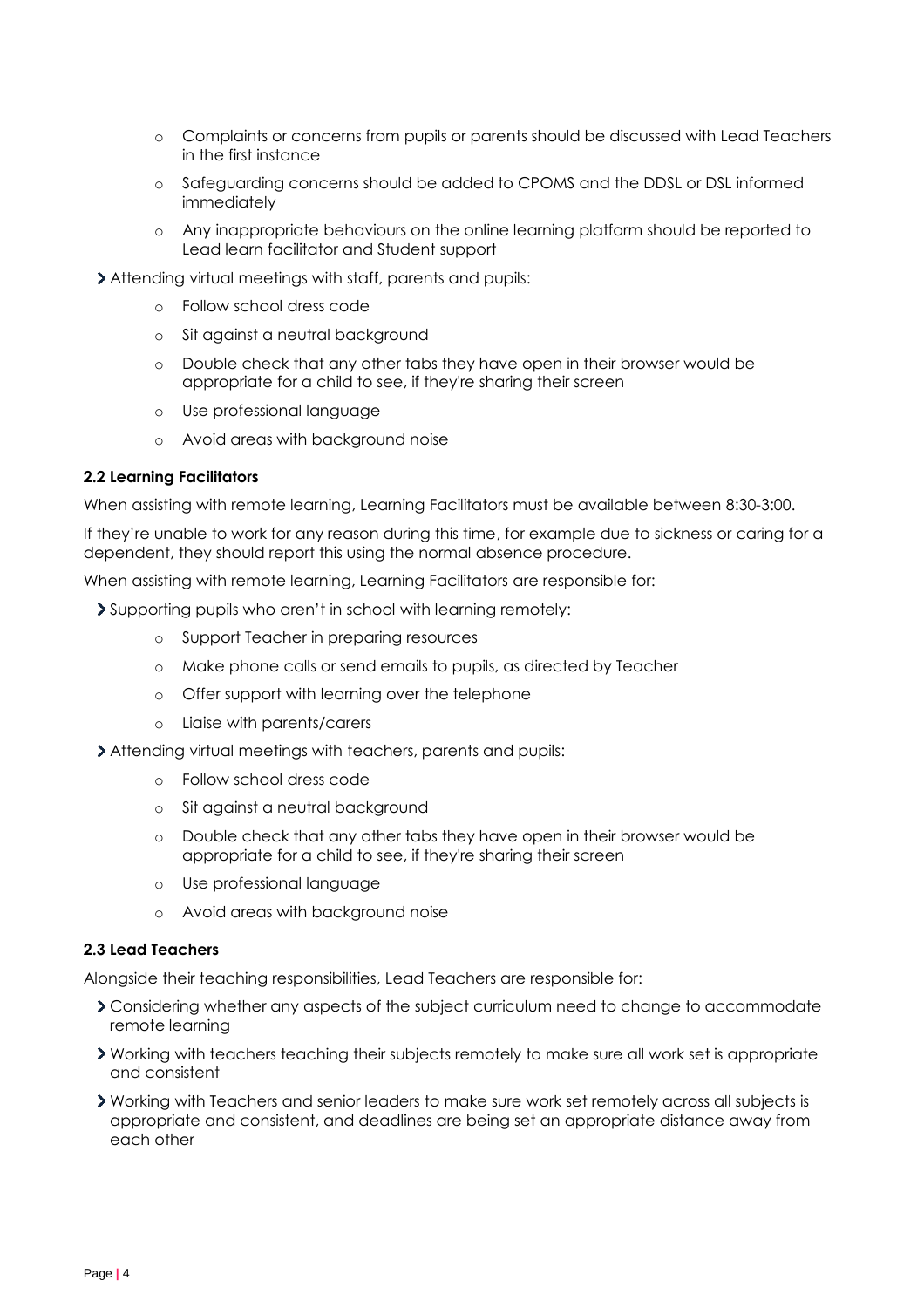- Complaints or concerns from pupils or parents should be discussed with Lead Teachers in the first instance
  - Safeguarding concerns should be added to CPOMS and the DDSL or DSL informed immediately
  - Any inappropriate behaviours on the online learning platform should be reported to Lead learn facilitator and Student support

- Attending virtual meetings with staff, parents and pupils:
  - Follow school dress code
  - Sit against a neutral background
  - Double check that any other tabs they have open in their browser would be appropriate for a child to see, if they're sharing their screen
  - Use professional language
  - Avoid areas with background noise

#### 2.2 Learning Facilitators

When assisting with remote learning, Learning Facilitators must be available between 8:30-3:00.

If they're unable to work for any reason during this time, for example due to sickness or caring for a dependent, they should report this using the normal absence procedure.

When assisting with remote learning, Learning Facilitators are responsible for:

- Supporting pupils who aren't in school with learning remotely:
  - Support Teacher in preparing resources
  - Make phone calls or send emails to pupils, as directed by Teacher
  - Offer support with learning over the telephone
  - Liaise with parents/carers
- Attending virtual meetings with teachers, parents and pupils:
  - Follow school dress code
  - Sit against a neutral background
  - Double check that any other tabs they have open in their browser would be appropriate for a child to see, if they're sharing their screen
  - Use professional language
  - Avoid areas with background noise

#### 2.3 Lead Teachers

Alongside their teaching responsibilities, Lead Teachers are responsible for:

- Considering whether any aspects of the subject curriculum need to change to accommodate remote learning
- Working with teachers teaching their subjects remotely to make sure all work set is appropriate and consistent
- Working with Teachers and senior leaders to make sure work set remotely across all subjects is appropriate and consistent, and deadlines are being set an appropriate distance away from each other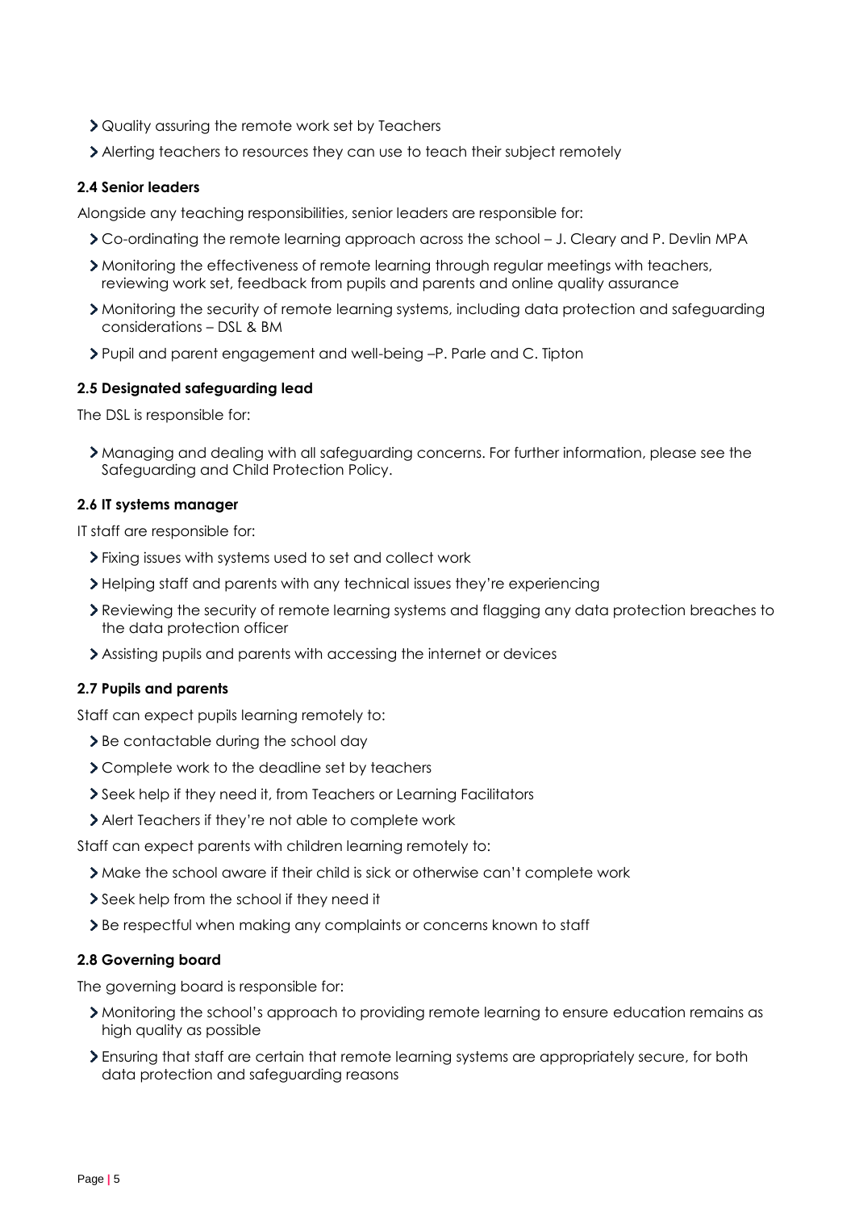- Quality assuring the remote work set by Teachers
- Alerting teachers to resources they can use to teach their subject remotely

### 2.4 Senior leaders

Alongside any teaching responsibilities, senior leaders are responsible for:

- Co-ordinating the remote learning approach across the school – J. Cleary and P. Devlin MPA
- Monitoring the effectiveness of remote learning through regular meetings with teachers, reviewing work set, feedback from pupils and parents and online quality assurance
- Monitoring the security of remote learning systems, including data protection and safeguarding considerations – DSL & BM
- Pupil and parent engagement and well-being –P. Parle and C. Tipton

### 2.5 Designated safeguarding lead

The DSL is responsible for:

- Managing and dealing with all safeguarding concerns. For further information, please see the Safeguarding and Child Protection Policy.

### 2.6 IT systems manager

IT staff are responsible for:

- Fixing issues with systems used to set and collect work
- Helping staff and parents with any technical issues they're experiencing
- Reviewing the security of remote learning systems and flagging any data protection breaches to the data protection officer
- Assisting pupils and parents with accessing the internet or devices

### 2.7 Pupils and parents

Staff can expect pupils learning remotely to:

- Be contactable during the school day
- Complete work to the deadline set by teachers
- Seek help if they need it, from Teachers or Learning Facilitators
- Alert Teachers if they're not able to complete work

Staff can expect parents with children learning remotely to:

- Make the school aware if their child is sick or otherwise can't complete work
- Seek help from the school if they need it
- Be respectful when making any complaints or concerns known to staff

### 2.8 Governing board

The governing board is responsible for:

- Monitoring the school's approach to providing remote learning to ensure education remains as high quality as possible
- Ensuring that staff are certain that remote learning systems are appropriately secure, for both data protection and safeguarding reasons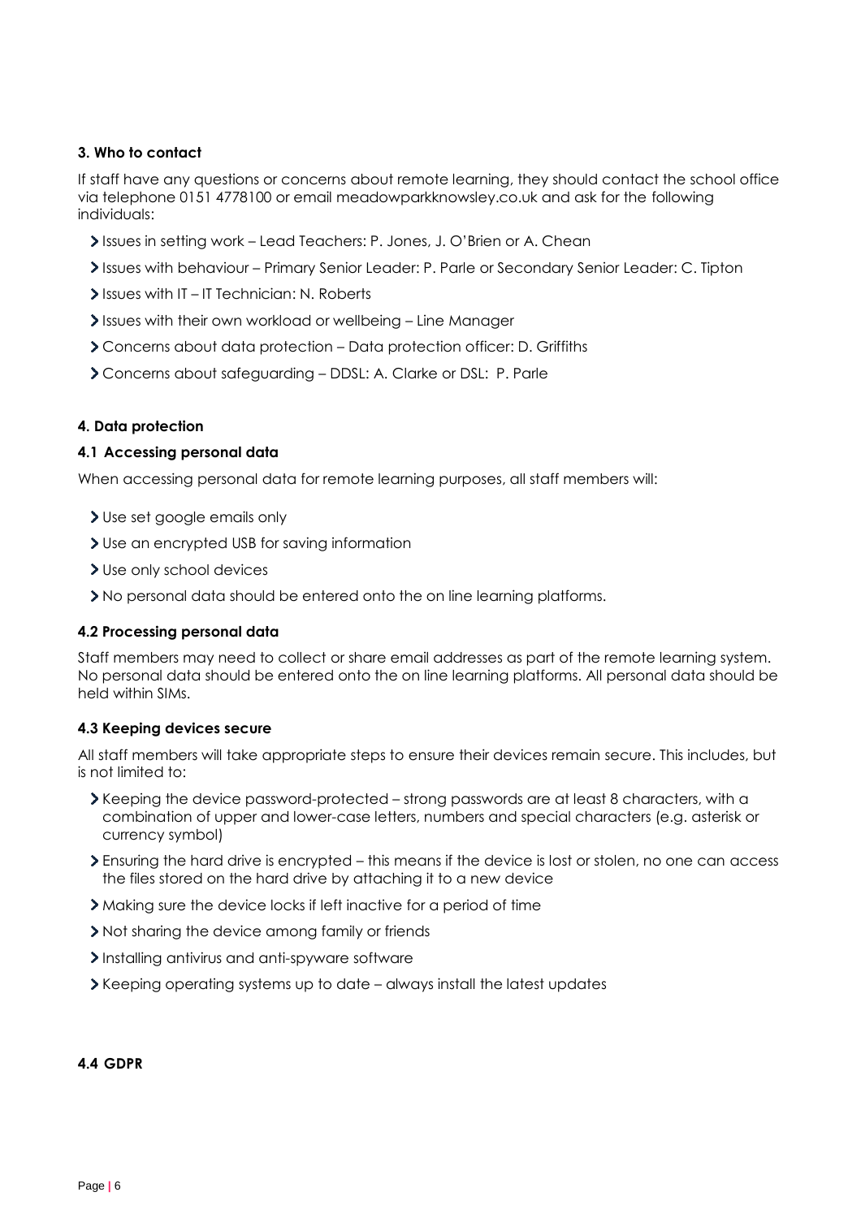### 3. Who to contact

If staff have any questions or concerns about remote learning, they should contact the school office via telephone 0151 4778100 or email meadowparkknowsley.co.uk and ask for the following individuals:

- Issues in setting work – Lead Teachers: P. Jones, J. O'Brien or A. Chean
- Issues with behaviour – Primary Senior Leader: P. Parle or Secondary Senior Leader: C. Tipton
- Issues with IT – IT Technician: N. Roberts
- Issues with their own workload or wellbeing – Line Manager
- Concerns about data protection – Data protection officer: D. Griffiths
- Concerns about safeguarding – DDSL: A. Clarke or DSL: P. Parle

### 4. Data protection

#### 4.1 Accessing personal data

When accessing personal data for remote learning purposes, all staff members will:

- Use set google emails only
- Use an encrypted USB for saving information
- Use only school devices
- No personal data should be entered onto the on line learning platforms.

#### 4.2 Processing personal data

Staff members may need to collect or share email addresses as part of the remote learning system. No personal data should be entered onto the on line learning platforms. All personal data should be held within SIMs.

#### 4.3 Keeping devices secure

All staff members will take appropriate steps to ensure their devices remain secure. This includes, but is not limited to:

- Keeping the device password-protected – strong passwords are at least 8 characters, with a combination of upper and lower-case letters, numbers and special characters (e.g. asterisk or currency symbol)
- Ensuring the hard drive is encrypted – this means if the device is lost or stolen, no one can access the files stored on the hard drive by attaching it to a new device
- Making sure the device locks if left inactive for a period of time
- Not sharing the device among family or friends
- Installing antivirus and anti-spyware software
- Keeping operating systems up to date – always install the latest updates

#### 4.4 GDPR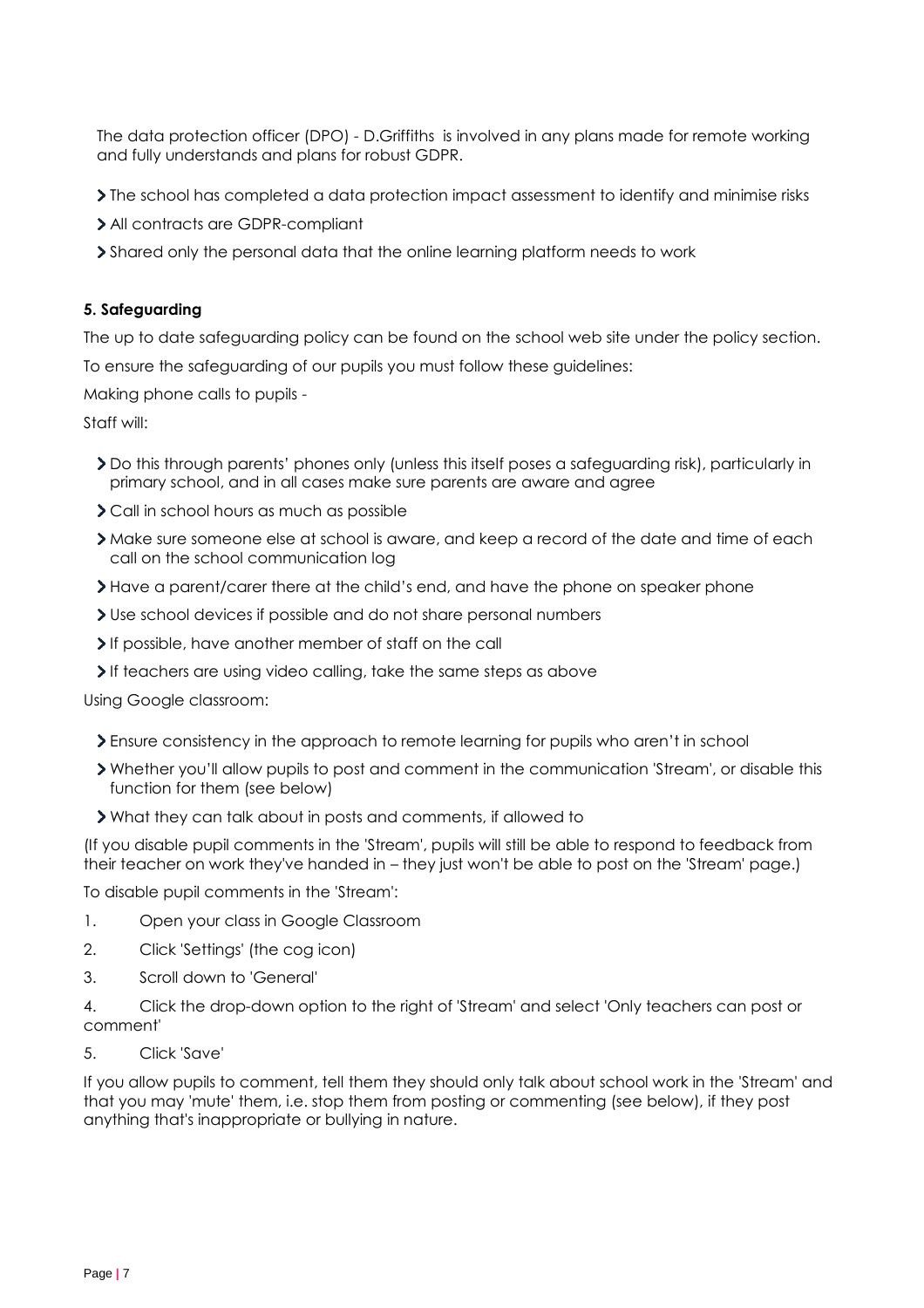The data protection officer (DPO) - D.Griffiths is involved in any plans made for remote working and fully understands and plans for robust GDPR.

- The school has completed a data protection impact assessment to identify and minimise risks
- All contracts are GDPR-compliant
- Shared only the personal data that the online learning platform needs to work

**5. Safeguarding**

The up to date safeguarding policy can be found on the school web site under the policy section.

To ensure the safeguarding of our pupils you must follow these guidelines:

Making phone calls to pupils -

Staff will:

- Do this through parents' phones only (unless this itself poses a safeguarding risk), particularly in primary school, and in all cases make sure parents are aware and agree
- Call in school hours as much as possible
- Make sure someone else at school is aware, and keep a record of the date and time of each call on the school communication log
- Have a parent/carer there at the child's end, and have the phone on speaker phone
- Use school devices if possible and do not share personal numbers
- If possible, have another member of staff on the call
- If teachers are using video calling, take the same steps as above

Using Google classroom:

- Ensure consistency in the approach to remote learning for pupils who aren't in school
- Whether you'll allow pupils to post and comment in the communication 'Stream', or disable this function for them (see below)
- What they can talk about in posts and comments, if allowed to

(If you disable pupil comments in the 'Stream', pupils will still be able to respond to feedback from their teacher on work they've handed in – they just won't be able to post on the 'Stream' page.)

To disable pupil comments in the 'Stream':

1. Open your class in Google Classroom
2. Click 'Settings' (the cog icon)
3. Scroll down to 'General'
4. Click the drop-down option to the right of 'Stream' and select 'Only teachers can post or comment'
5. Click 'Save'

If you allow pupils to comment, tell them they should only talk about school work in the 'Stream' and that you may 'mute' them, i.e. stop them from posting or commenting (see below), if they post anything that's inappropriate or bullying in nature.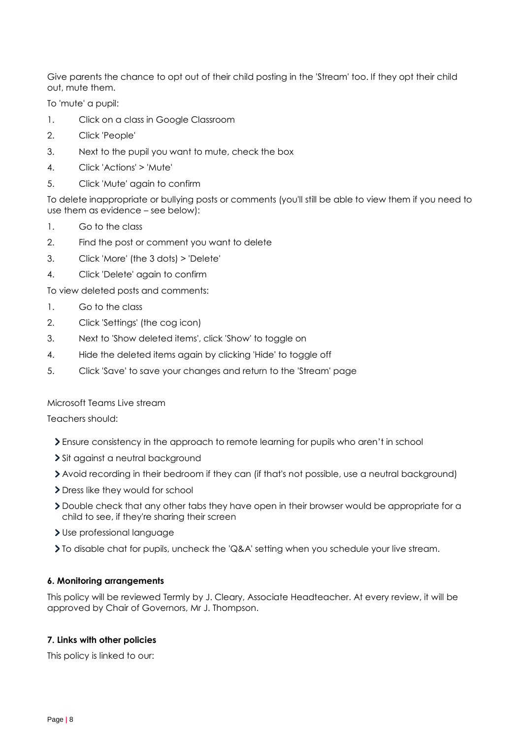Give parents the chance to opt out of their child posting in the 'Stream' too. If they opt their child out, mute them.

To 'mute' a pupil:

1. Click on a class in Google Classroom
2. Click 'People'
3. Next to the pupil you want to mute, check the box
4. Click 'Actions' > 'Mute'
5. Click 'Mute' again to confirm

To delete inappropriate or bullying posts or comments (you'll still be able to view them if you need to use them as evidence – see below):

1. Go to the class
2. Find the post or comment you want to delete
3. Click 'More' (the 3 dots) > 'Delete'
4. Click 'Delete' again to confirm

To view deleted posts and comments:

1. Go to the class
2. Click 'Settings' (the cog icon)
3. Next to 'Show deleted items', click 'Show' to toggle on
4. Hide the deleted items again by clicking 'Hide' to toggle off
5. Click 'Save' to save your changes and return to the 'Stream' page

Microsoft Teams Live stream

Teachers should:

- Ensure consistency in the approach to remote learning for pupils who aren't in school
- Sit against a neutral background
- Avoid recording in their bedroom if they can (if that's not possible, use a neutral background)
- Dress like they would for school
- Double check that any other tabs they have open in their browser would be appropriate for a child to see, if they're sharing their screen
- Use professional language
- To disable chat for pupils, uncheck the 'Q&A' setting when you schedule your live stream.

**6. Monitoring arrangements**

This policy will be reviewed Termly by J. Cleary, Associate Headteacher. At every review, it will be approved by Chair of Governors, Mr J. Thompson.

**7. Links with other policies**

This policy is linked to our: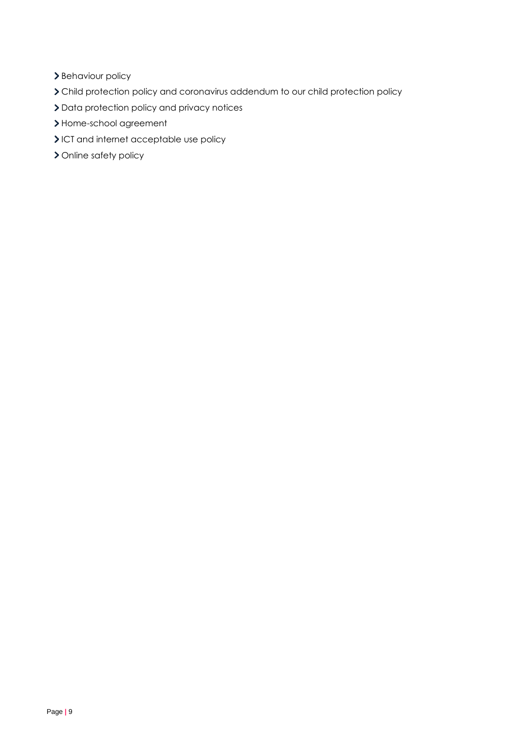- Behaviour policy
- Child protection policy and coronavirus addendum to our child protection policy
- Data protection policy and privacy notices
- Home-school agreement
- ICT and internet acceptable use policy
- Online safety policy